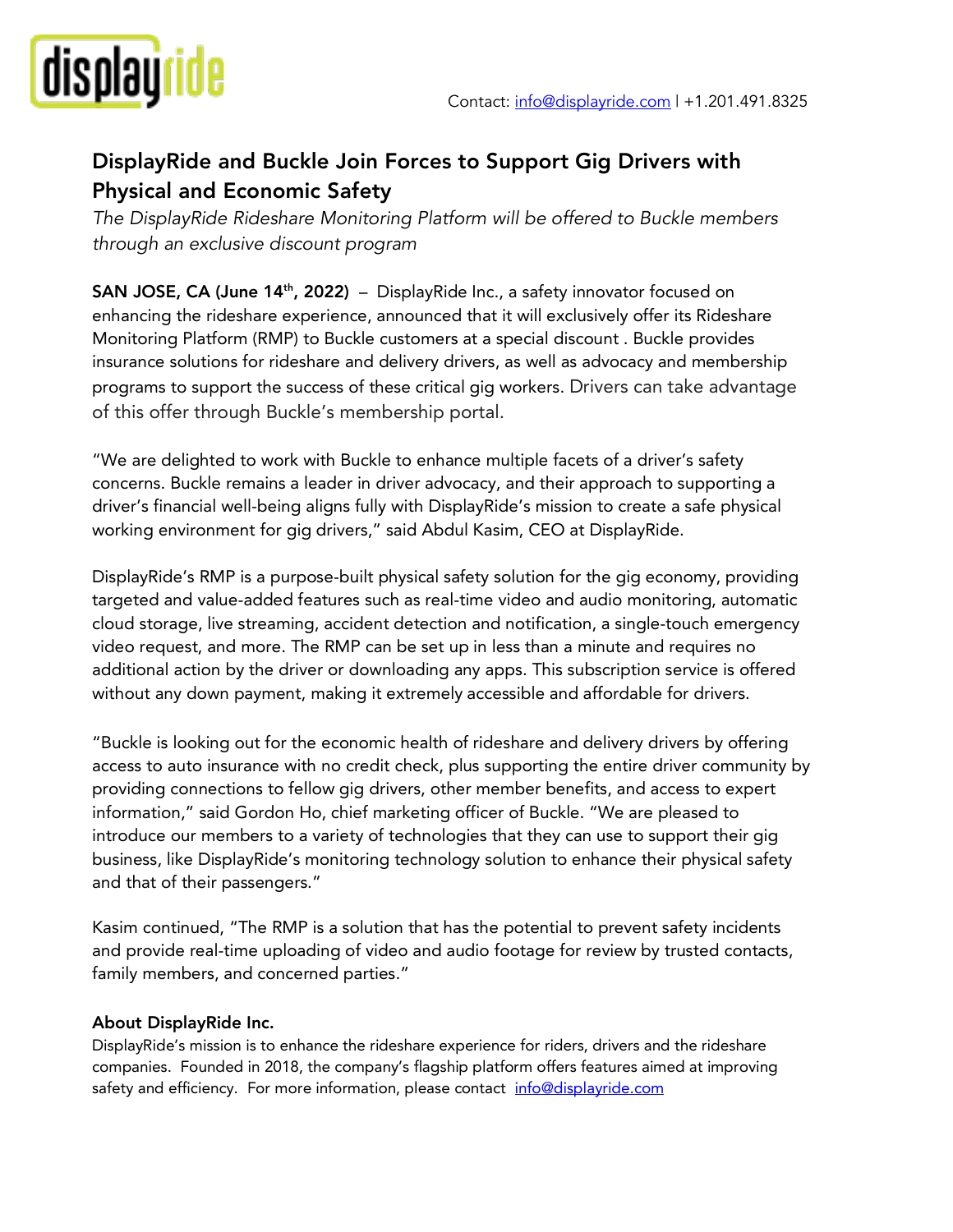Contact: info@displayride.com | +1.201.491.8325

# DisplayRide and Buckle Join Forces to Support Gig Drivers with Physical and Economic Safety

*The DisplayRide Rideshare Monitoring Platform will be offered to Buckle members through an exclusive discount program*

**SAN JOSE, CA (June 14th, 2022)** – DisplayRide Inc., a safety innovator focused on enhancing the rideshare experience, announced that it will exclusively offer its Rideshare Monitoring Platform (RMP) to Buckle customers at a special discount . Buckle provides insurance solutions for rideshare and delivery drivers, as well as advocacy and membership programs to support the success of these critical gig workers. Drivers can take advantage of this offer through Buckle's membership portal.

"We are delighted to work with Buckle to enhance multiple facets of a driver's safety concerns. Buckle remains a leader in driver advocacy, and their approach to supporting a driver's financial well-being aligns fully with DisplayRide's mission to create a safe physical working environment for gig drivers," said Abdul Kasim, CEO at DisplayRide.

DisplayRide's RMP is a purpose-built physical safety solution for the gig economy, providing targeted and value-added features such as real-time video and audio monitoring, automatic cloud storage, live streaming, accident detection and notification, a single-touch emergency video request, and more. The RMP can be set up in less than a minute and requires no additional action by the driver or downloading any apps. This subscription service is offered without any down payment, making it extremely accessible and affordable for drivers.

"Buckle is looking out for the economic health of rideshare and delivery drivers by offering access to auto insurance with no credit check, plus supporting the entire driver community by providing connections to fellow gig drivers, other member benefits, and access to expert information," said Gordon Ho, chief marketing officer of Buckle. "We are pleased to introduce our members to a variety of technologies that they can use to support their gig business, like DisplayRide's monitoring technology solution to enhance their physical safety and that of their passengers."

Kasim continued, "The RMP is a solution that has the potential to prevent safety incidents and provide real-time uploading of video and audio footage for review by trusted contacts, family members, and concerned parties."

**About DisplayRide Inc.**

DisplayRide's mission is to enhance the rideshare experience for riders, drivers and the rideshare companies. Founded in 2018, the company's flagship platform offers features aimed at improving safety and efficiency. For more information, please contact info@displayride.com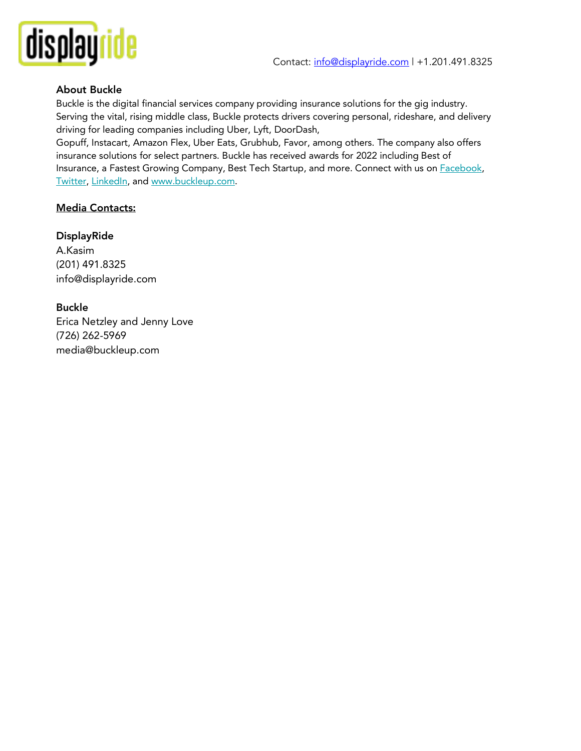**About Buckle**

Buckle is the digital financial services company providing insurance solutions for the gig industry. Serving the vital, rising middle class, Buckle protects drivers covering personal, rideshare, and delivery driving for leading companies including Uber, Lyft, DoorDash, Gopuff, Instacart, Amazon Flex, Uber Eats, Grubhub, Favor, among others. The company also offers insurance solutions for select partners. Buckle has received awards for 2022 including Best of Insurance, a Fastest Growing Company, Best Tech Startup, and more. Connect with us on Facebook, Twitter, LinkedIn, and www.buckleup.com.

**Media Contacts:**

**DisplayRide**
A.Kasim
(201) 491.8325
info@displayride.com

**Buckle**
Erica Netzley and Jenny Love
(726) 262-5969
media@buckleup.com